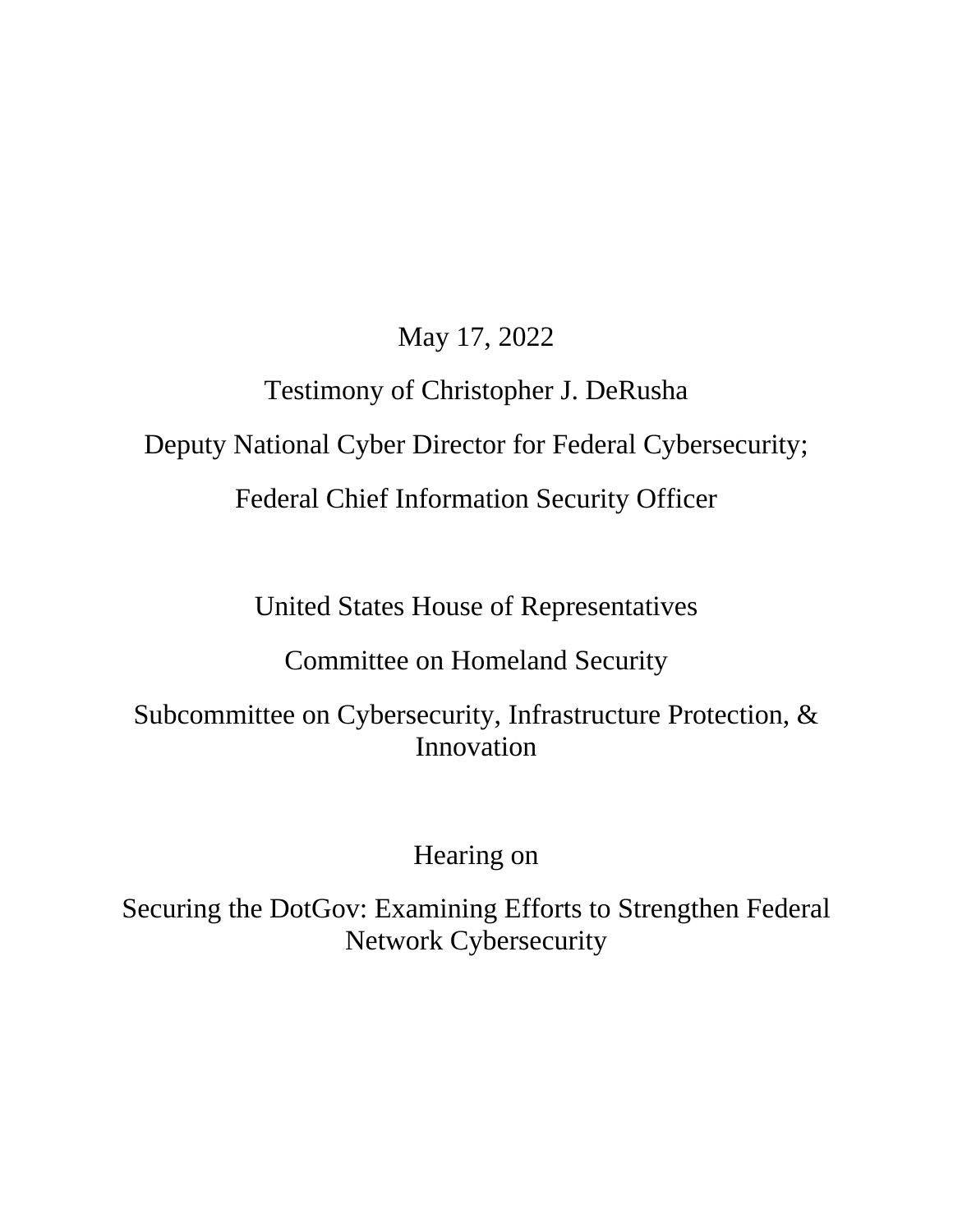May 17, 2022

Testimony of Christopher J. DeRusha

Deputy National Cyber Director for Federal Cybersecurity;

Federal Chief Information Security Officer

United States House of Representatives

Committee on Homeland Security

Subcommittee on Cybersecurity, Infrastructure Protection, & Innovation

Hearing on

Securing the DotGov: Examining Efforts to Strengthen Federal Network Cybersecurity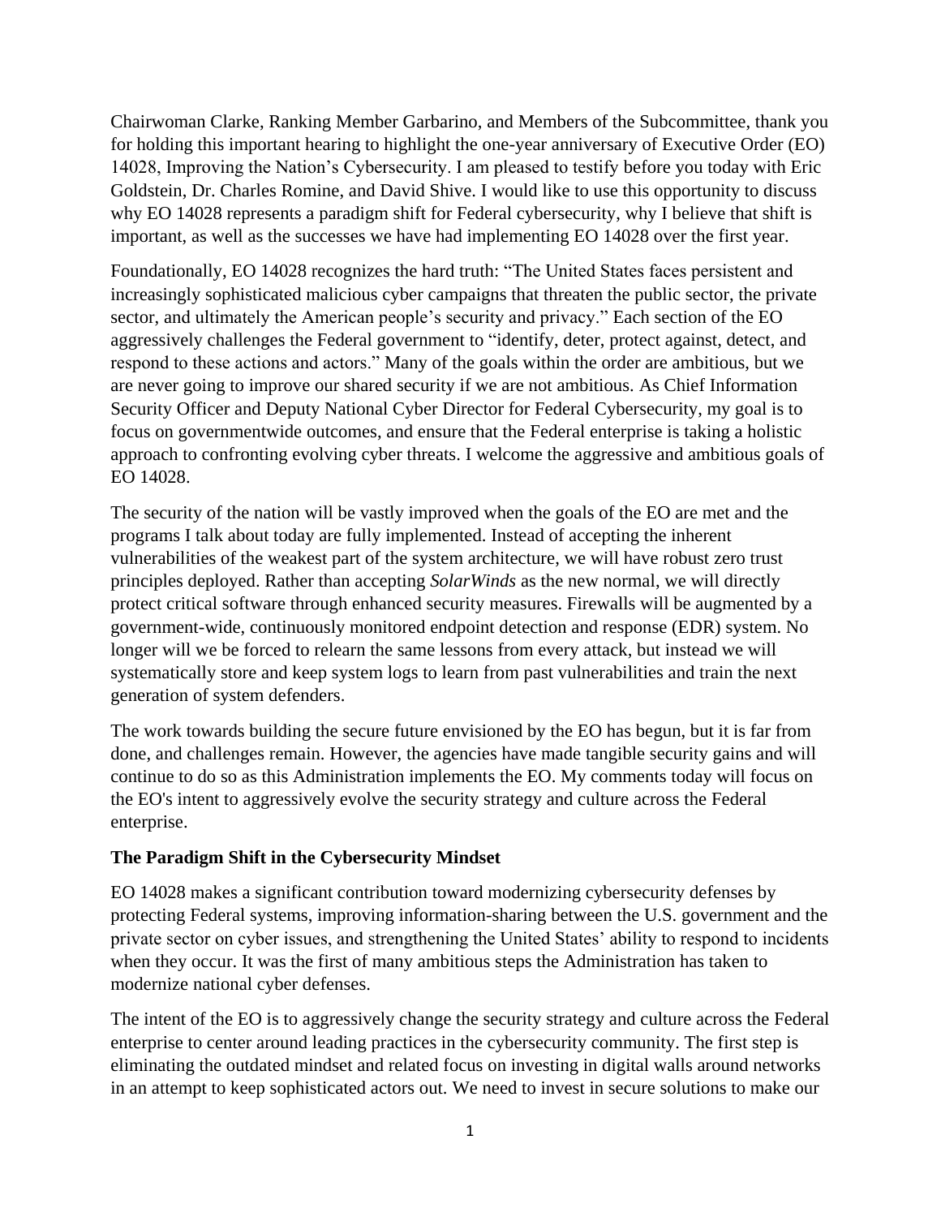Chairwoman Clarke, Ranking Member Garbarino, and Members of the Subcommittee, thank you for holding this important hearing to highlight the one-year anniversary of Executive Order (EO) 14028, Improving the Nation's Cybersecurity. I am pleased to testify before you today with Eric Goldstein, Dr. Charles Romine, and David Shive. I would like to use this opportunity to discuss why EO 14028 represents a paradigm shift for Federal cybersecurity, why I believe that shift is important, as well as the successes we have had implementing EO 14028 over the first year.

Foundationally, EO 14028 recognizes the hard truth: "The United States faces persistent and increasingly sophisticated malicious cyber campaigns that threaten the public sector, the private sector, and ultimately the American people's security and privacy." Each section of the EO aggressively challenges the Federal government to "identify, deter, protect against, detect, and respond to these actions and actors." Many of the goals within the order are ambitious, but we are never going to improve our shared security if we are not ambitious. As Chief Information Security Officer and Deputy National Cyber Director for Federal Cybersecurity, my goal is to focus on governmentwide outcomes, and ensure that the Federal enterprise is taking a holistic approach to confronting evolving cyber threats. I welcome the aggressive and ambitious goals of EO 14028.

The security of the nation will be vastly improved when the goals of the EO are met and the programs I talk about today are fully implemented. Instead of accepting the inherent vulnerabilities of the weakest part of the system architecture, we will have robust zero trust principles deployed. Rather than accepting *SolarWinds* as the new normal, we will directly protect critical software through enhanced security measures. Firewalls will be augmented by a government-wide, continuously monitored endpoint detection and response (EDR) system. No longer will we be forced to relearn the same lessons from every attack, but instead we will systematically store and keep system logs to learn from past vulnerabilities and train the next generation of system defenders.

The work towards building the secure future envisioned by the EO has begun, but it is far from done, and challenges remain. However, the agencies have made tangible security gains and will continue to do so as this Administration implements the EO. My comments today will focus on the EO's intent to aggressively evolve the security strategy and culture across the Federal enterprise.

**The Paradigm Shift in the Cybersecurity Mindset**

EO 14028 makes a significant contribution toward modernizing cybersecurity defenses by protecting Federal systems, improving information-sharing between the U.S. government and the private sector on cyber issues, and strengthening the United States' ability to respond to incidents when they occur. It was the first of many ambitious steps the Administration has taken to modernize national cyber defenses.

The intent of the EO is to aggressively change the security strategy and culture across the Federal enterprise to center around leading practices in the cybersecurity community. The first step is eliminating the outdated mindset and related focus on investing in digital walls around networks in an attempt to keep sophisticated actors out. We need to invest in secure solutions to make our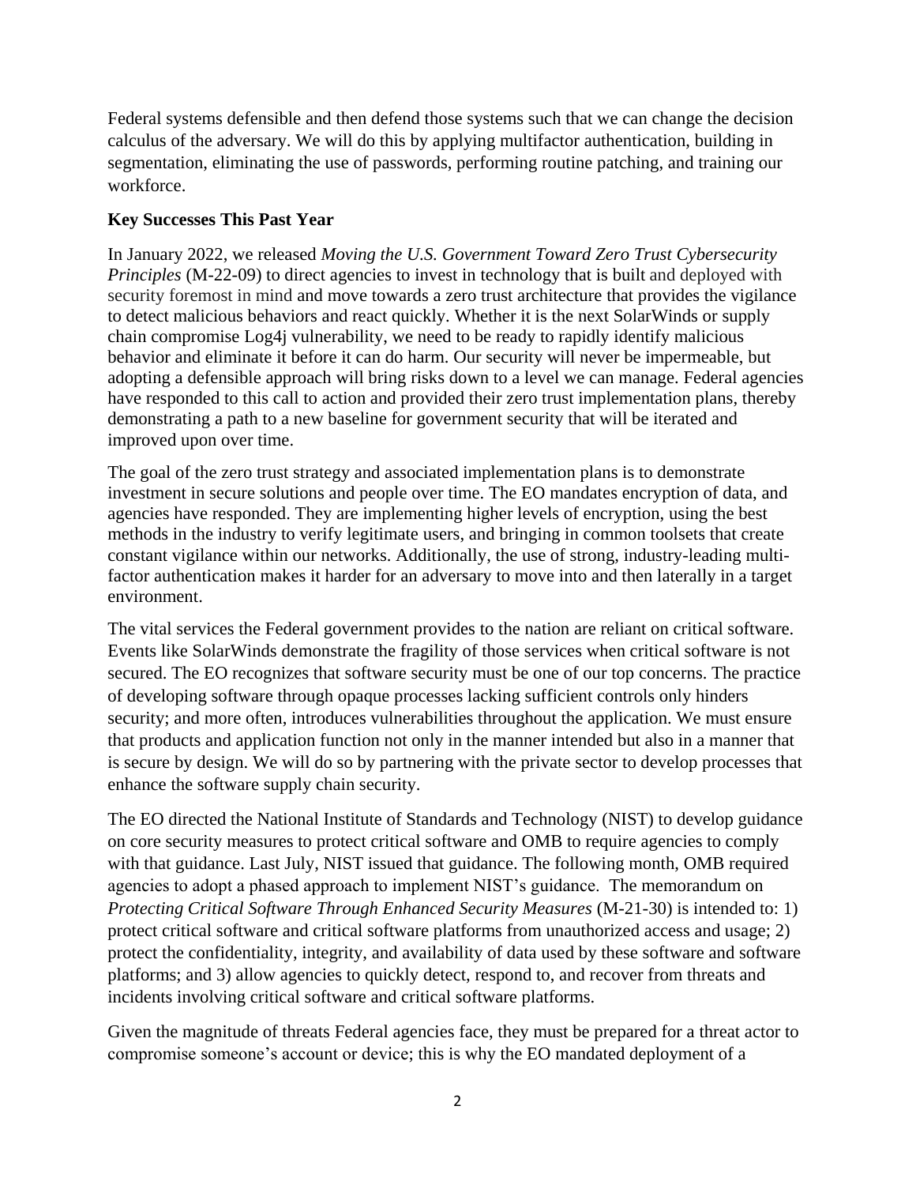Federal systems defensible and then defend those systems such that we can change the decision calculus of the adversary. We will do this by applying multifactor authentication, building in segmentation, eliminating the use of passwords, performing routine patching, and training our workforce.

**Key Successes This Past Year**

In January 2022, we released *Moving the U.S. Government Toward Zero Trust Cybersecurity Principles* (M-22-09) to direct agencies to invest in technology that is built and deployed with security foremost in mind and move towards a zero trust architecture that provides the vigilance to detect malicious behaviors and react quickly. Whether it is the next SolarWinds or supply chain compromise Log4j vulnerability, we need to be ready to rapidly identify malicious behavior and eliminate it before it can do harm. Our security will never be impermeable, but adopting a defensible approach will bring risks down to a level we can manage. Federal agencies have responded to this call to action and provided their zero trust implementation plans, thereby demonstrating a path to a new baseline for government security that will be iterated and improved upon over time.

The goal of the zero trust strategy and associated implementation plans is to demonstrate investment in secure solutions and people over time. The EO mandates encryption of data, and agencies have responded. They are implementing higher levels of encryption, using the best methods in the industry to verify legitimate users, and bringing in common toolsets that create constant vigilance within our networks. Additionally, the use of strong, industry-leading multi-factor authentication makes it harder for an adversary to move into and then laterally in a target environment.

The vital services the Federal government provides to the nation are reliant on critical software. Events like SolarWinds demonstrate the fragility of those services when critical software is not secured. The EO recognizes that software security must be one of our top concerns. The practice of developing software through opaque processes lacking sufficient controls only hinders security; and more often, introduces vulnerabilities throughout the application. We must ensure that products and application function not only in the manner intended but also in a manner that is secure by design. We will do so by partnering with the private sector to develop processes that enhance the software supply chain security.

The EO directed the National Institute of Standards and Technology (NIST) to develop guidance on core security measures to protect critical software and OMB to require agencies to comply with that guidance. Last July, NIST issued that guidance. The following month, OMB required agencies to adopt a phased approach to implement NIST's guidance. The memorandum on *Protecting Critical Software Through Enhanced Security Measures* (M-21-30) is intended to: 1) protect critical software and critical software platforms from unauthorized access and usage; 2) protect the confidentiality, integrity, and availability of data used by these software and software platforms; and 3) allow agencies to quickly detect, respond to, and recover from threats and incidents involving critical software and critical software platforms.

Given the magnitude of threats Federal agencies face, they must be prepared for a threat actor to compromise someone's account or device; this is why the EO mandated deployment of a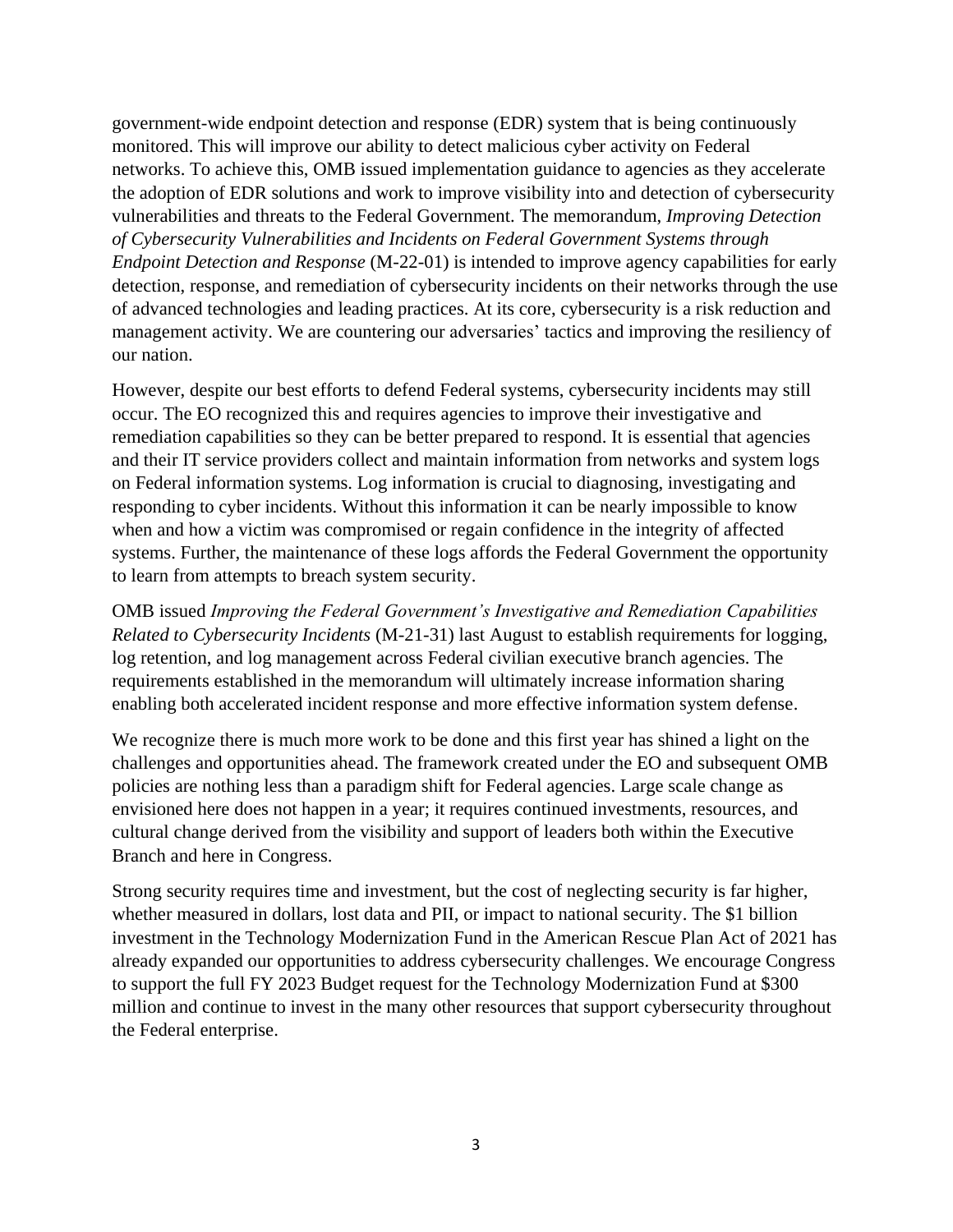government-wide endpoint detection and response (EDR) system that is being continuously monitored. This will improve our ability to detect malicious cyber activity on Federal networks. To achieve this, OMB issued implementation guidance to agencies as they accelerate the adoption of EDR solutions and work to improve visibility into and detection of cybersecurity vulnerabilities and threats to the Federal Government. The memorandum, *Improving Detection of Cybersecurity Vulnerabilities and Incidents on Federal Government Systems through Endpoint Detection and Response* (M-22-01) is intended to improve agency capabilities for early detection, response, and remediation of cybersecurity incidents on their networks through the use of advanced technologies and leading practices. At its core, cybersecurity is a risk reduction and management activity. We are countering our adversaries' tactics and improving the resiliency of our nation.

However, despite our best efforts to defend Federal systems, cybersecurity incidents may still occur. The EO recognized this and requires agencies to improve their investigative and remediation capabilities so they can be better prepared to respond. It is essential that agencies and their IT service providers collect and maintain information from networks and system logs on Federal information systems. Log information is crucial to diagnosing, investigating and responding to cyber incidents. Without this information it can be nearly impossible to know when and how a victim was compromised or regain confidence in the integrity of affected systems. Further, the maintenance of these logs affords the Federal Government the opportunity to learn from attempts to breach system security.

OMB issued *Improving the Federal Government's Investigative and Remediation Capabilities Related to Cybersecurity Incidents* (M-21-31) last August to establish requirements for logging, log retention, and log management across Federal civilian executive branch agencies. The requirements established in the memorandum will ultimately increase information sharing enabling both accelerated incident response and more effective information system defense.

We recognize there is much more work to be done and this first year has shined a light on the challenges and opportunities ahead. The framework created under the EO and subsequent OMB policies are nothing less than a paradigm shift for Federal agencies. Large scale change as envisioned here does not happen in a year; it requires continued investments, resources, and cultural change derived from the visibility and support of leaders both within the Executive Branch and here in Congress.

Strong security requires time and investment, but the cost of neglecting security is far higher, whether measured in dollars, lost data and PII, or impact to national security. The $1 billion investment in the Technology Modernization Fund in the American Rescue Plan Act of 2021 has already expanded our opportunities to address cybersecurity challenges. We encourage Congress to support the full FY 2023 Budget request for the Technology Modernization Fund at $300 million and continue to invest in the many other resources that support cybersecurity throughout the Federal enterprise.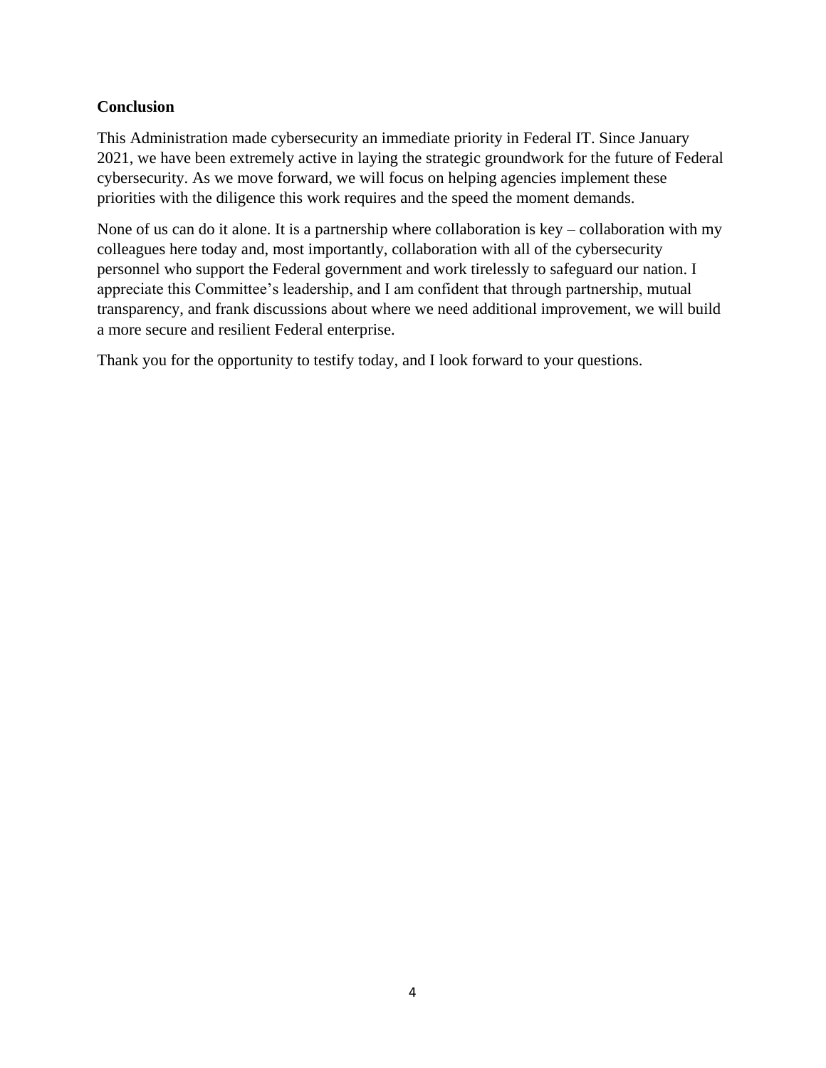**Conclusion**

This Administration made cybersecurity an immediate priority in Federal IT. Since January 2021, we have been extremely active in laying the strategic groundwork for the future of Federal cybersecurity. As we move forward, we will focus on helping agencies implement these priorities with the diligence this work requires and the speed the moment demands.

None of us can do it alone. It is a partnership where collaboration is key – collaboration with my colleagues here today and, most importantly, collaboration with all of the cybersecurity personnel who support the Federal government and work tirelessly to safeguard our nation. I appreciate this Committee's leadership, and I am confident that through partnership, mutual transparency, and frank discussions about where we need additional improvement, we will build a more secure and resilient Federal enterprise.

Thank you for the opportunity to testify today, and I look forward to your questions.